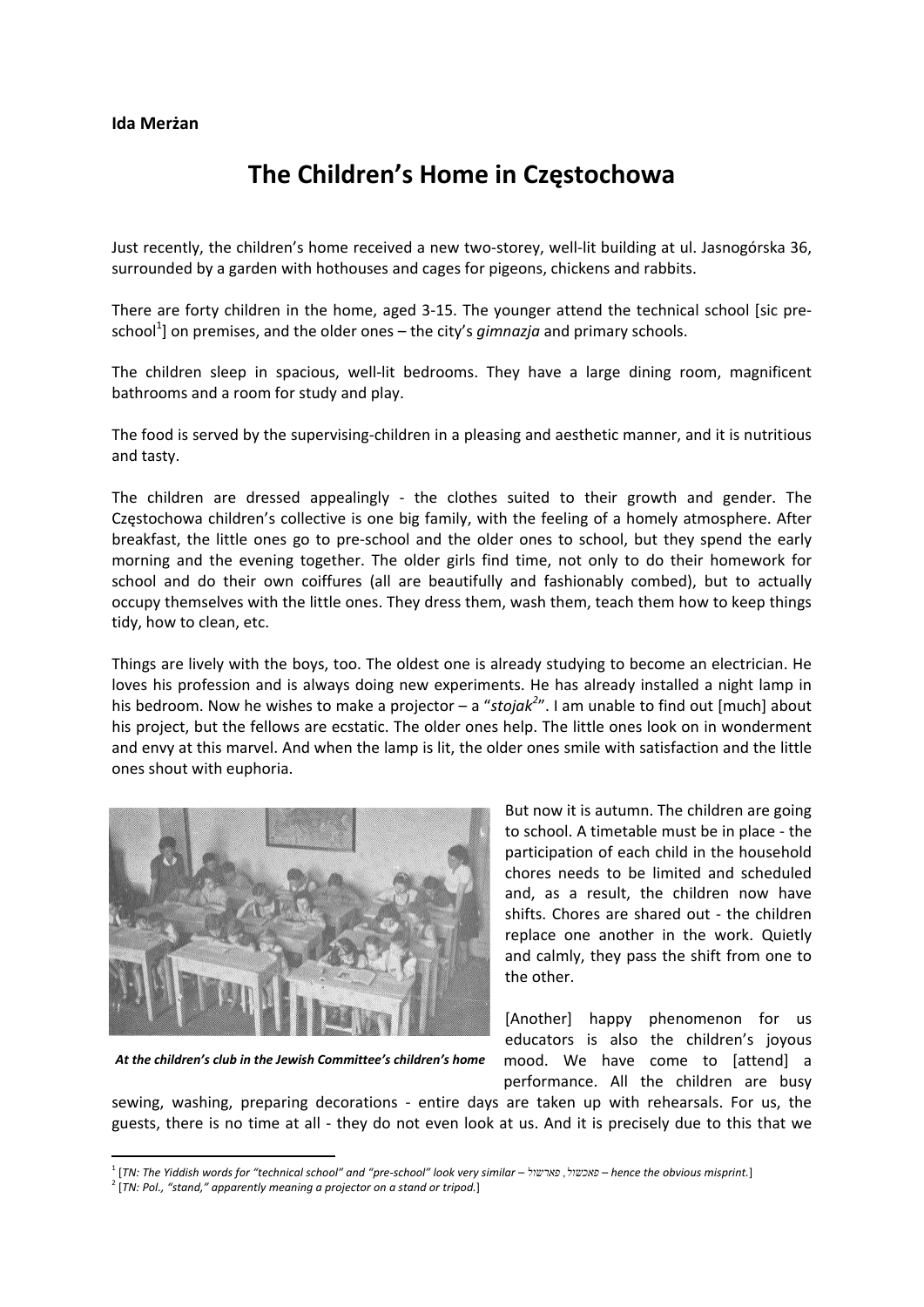**Ida Merżan**

# The Children's Home in Częstochowa

Just recently, the children's home received a new two-storey, well-lit building at ul. Jasnogórska 36, surrounded by a garden with hothouses and cages for pigeons, chickens and rabbits.

There are forty children in the home, aged 3-15. The younger attend the technical school [sic pre-school[1]] on premises, and the older ones – the city's *gimnazja* and primary schools.

The children sleep in spacious, well-lit bedrooms. They have a large dining room, magnificent bathrooms and a room for study and play.

The food is served by the supervising-children in a pleasing and aesthetic manner, and it is nutritious and tasty.

The children are dressed appealingly - the clothes suited to their growth and gender. The Częstochowa children's collective is one big family, with the feeling of a homely atmosphere. After breakfast, the little ones go to pre-school and the older ones to school, but they spend the early morning and the evening together. The older girls find time, not only to do their homework for school and do their own coiffures (all are beautifully and fashionably combed), but to actually occupy themselves with the little ones. They dress them, wash them, teach them how to keep things tidy, how to clean, etc.

Things are lively with the boys, too. The oldest one is already studying to become an electrician. He loves his profession and is always doing new experiments. He has already installed a night lamp in his bedroom. Now he wishes to make a projector – a "*stojak*[2]". I am unable to find out [much] about his project, but the fellows are ecstatic. The older ones help. The little ones look on in wonderment and envy at this marvel. And when the lamp is lit, the older ones smile with satisfaction and the little ones shout with euphoria.

*At the children's club in the Jewish Committee's children's home*

But now it is autumn. The children are going to school. A timetable must be in place - the participation of each child in the household chores needs to be limited and scheduled and, as a result, the children now have shifts. Chores are shared out - the children replace one another in the work. Quietly and calmly, they pass the shift from one to the other.

[Another] happy phenomenon for us educators is also the children's joyous mood. We have come to [attend] a performance. All the children are busy sewing, washing, preparing decorations - entire days are taken up with rehearsals. For us, the guests, there is no time at all - they do not even look at us. And it is precisely due to this that we

---

[1] [*TN: The Yiddish words for "technical school" and "pre-school" look very similar – פאַכשול ,פּאָרשול – hence the obvious misprint.*]

[2] [*TN: Pol., "stand," apparently meaning a projector on a stand or tripod.*]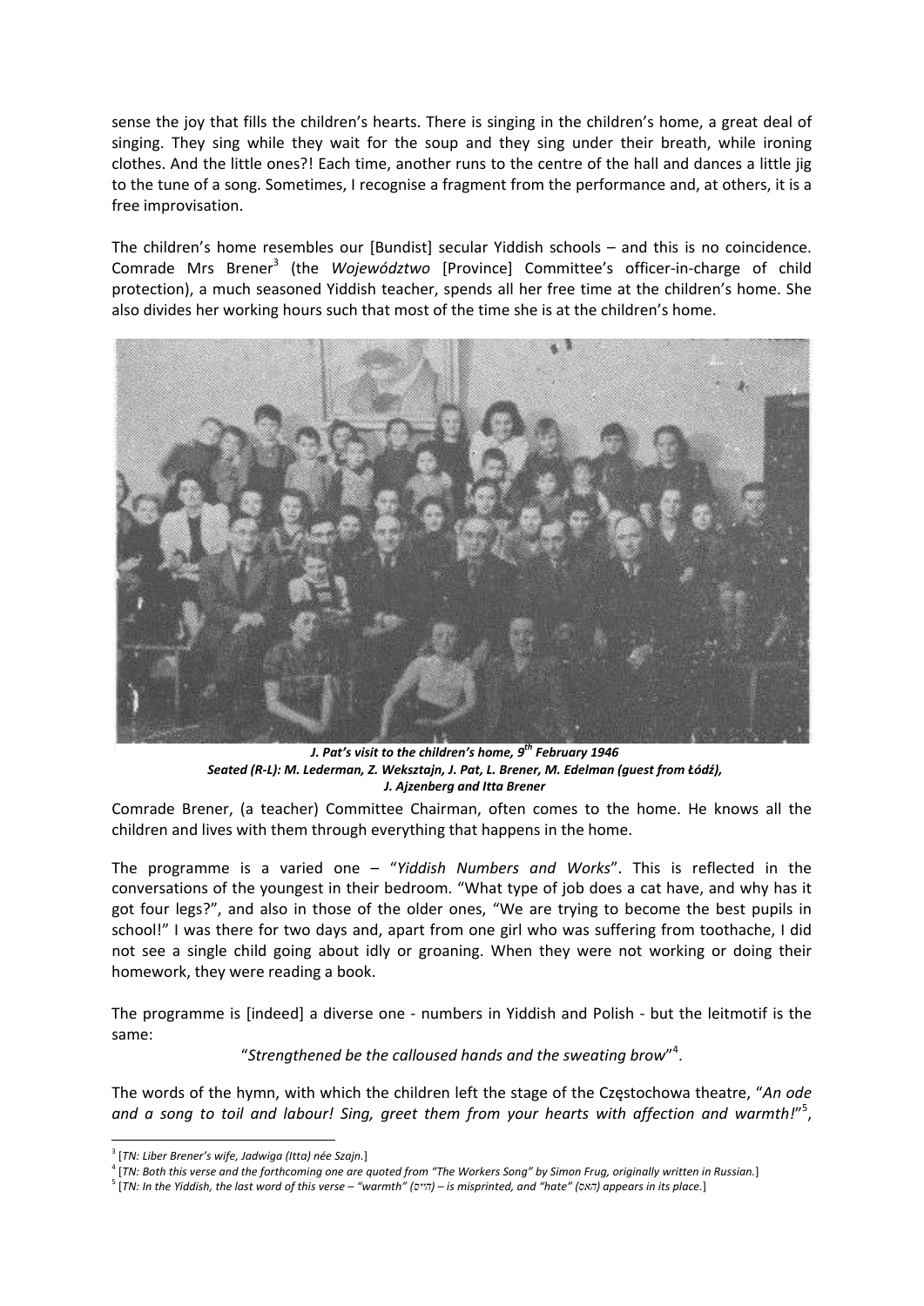sense the joy that fills the children's hearts. There is singing in the children's home, a great deal of singing. They sing while they wait for the soup and they sing under their breath, while ironing clothes. And the little ones?! Each time, another runs to the centre of the hall and dances a little jig to the tune of a song. Sometimes, I recognise a fragment from the performance and, at others, it is a free improvisation.

The children's home resembles our [Bundist] secular Yiddish schools – and this is no coincidence. Comrade Mrs Brener[3] (the *Województwo* [Province] Committee's officer-in-charge of child protection), a much seasoned Yiddish teacher, spends all her free time at the children's home. She also divides her working hours such that most of the time she is at the children's home.

***J. Pat's visit to the children's home, 9th February 1946***
***Seated (R-L): M. Lederman, Z. Weksztajn, J. Pat, L. Brener, M. Edelman (guest from Łódź), J. Ajzenberg and Itta Brener***

Comrade Brener, (a teacher) Committee Chairman, often comes to the home. He knows all the children and lives with them through everything that happens in the home.

The programme is a varied one – "*Yiddish Numbers and Works*". This is reflected in the conversations of the youngest in their bedroom. "What type of job does a cat have, and why has it got four legs?", and also in those of the older ones, "We are trying to become the best pupils in school!" I was there for two days and, apart from one girl who was suffering from toothache, I did not see a single child going about idly or groaning. When they were not working or doing their homework, they were reading a book.

The programme is [indeed] a diverse one - numbers in Yiddish and Polish - but the leitmotif is the same:

"*Strengthened be the calloused hands and the sweating brow*"[4].

The words of the hymn, with which the children left the stage of the Częstochowa theatre, "*An ode and a song to toil and labour! Sing, greet them from your hearts with affection and warmth!*"[5],

---

[3] [*TN: Liber Brener's wife, Jadwiga (Itta) née Szajn.*]

[4] [*TN: Both this verse and the forthcoming one are quoted from "The Workers Song" by Simon Frug, originally written in Russian.*]

[5] [*TN: In the Yiddish, the last word of this verse – "warmth" (היץ) – is misprinted, and "hate" (האס) appears in its place.*]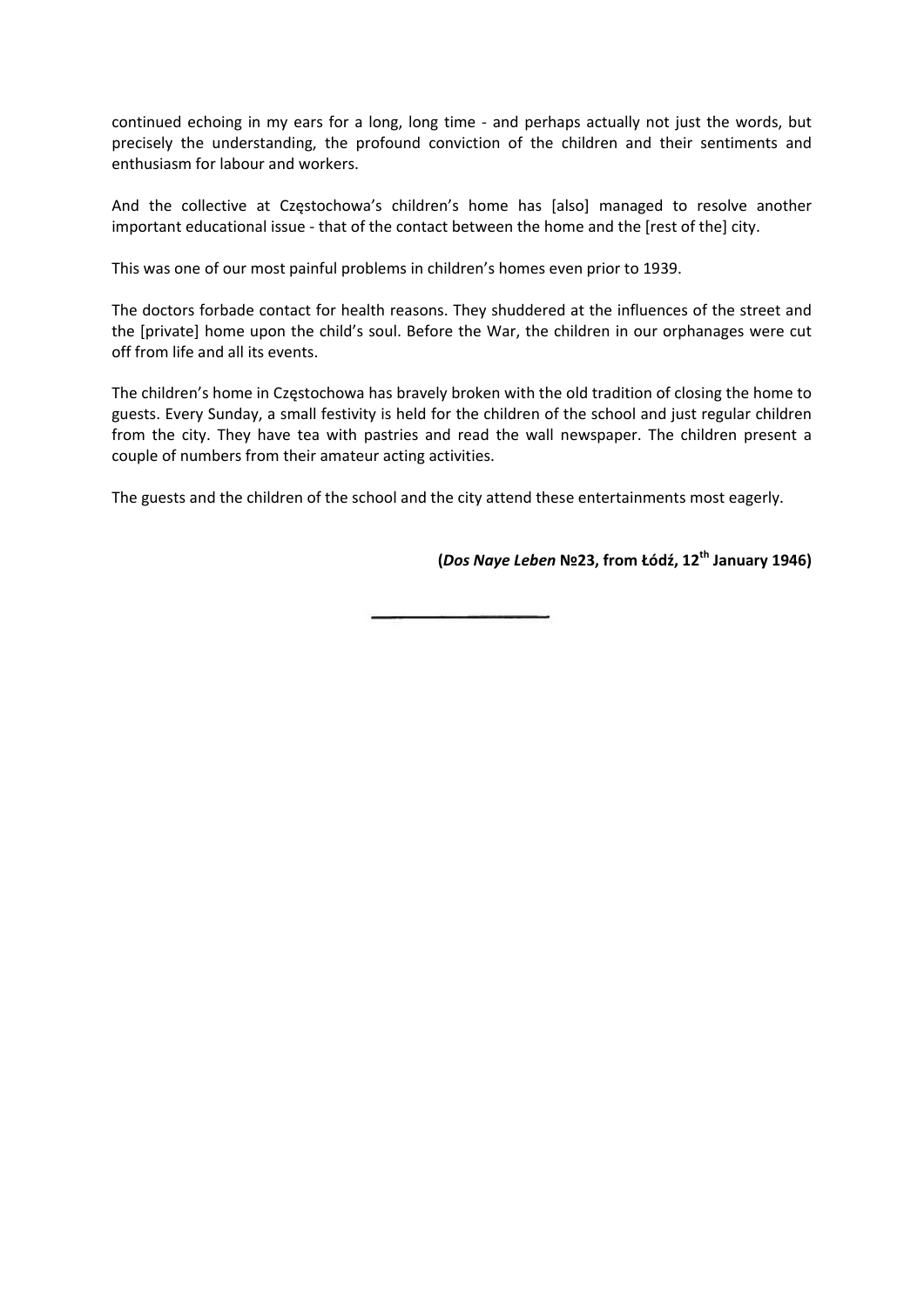continued echoing in my ears for a long, long time - and perhaps actually not just the words, but precisely the understanding, the profound conviction of the children and their sentiments and enthusiasm for labour and workers.

And the collective at Częstochowa's children's home has [also] managed to resolve another important educational issue - that of the contact between the home and the [rest of the] city.

This was one of our most painful problems in children's homes even prior to 1939.

The doctors forbade contact for health reasons. They shuddered at the influences of the street and the [private] home upon the child's soul. Before the War, the children in our orphanages were cut off from life and all its events.

The children's home in Częstochowa has bravely broken with the old tradition of closing the home to guests. Every Sunday, a small festivity is held for the children of the school and just regular children from the city. They have tea with pastries and read the wall newspaper. The children present a couple of numbers from their amateur acting activities.

The guests and the children of the school and the city attend these entertainments most eagerly.

**(*Dos Naye Leben* №23, from Łódź, 12th January 1946)**

---